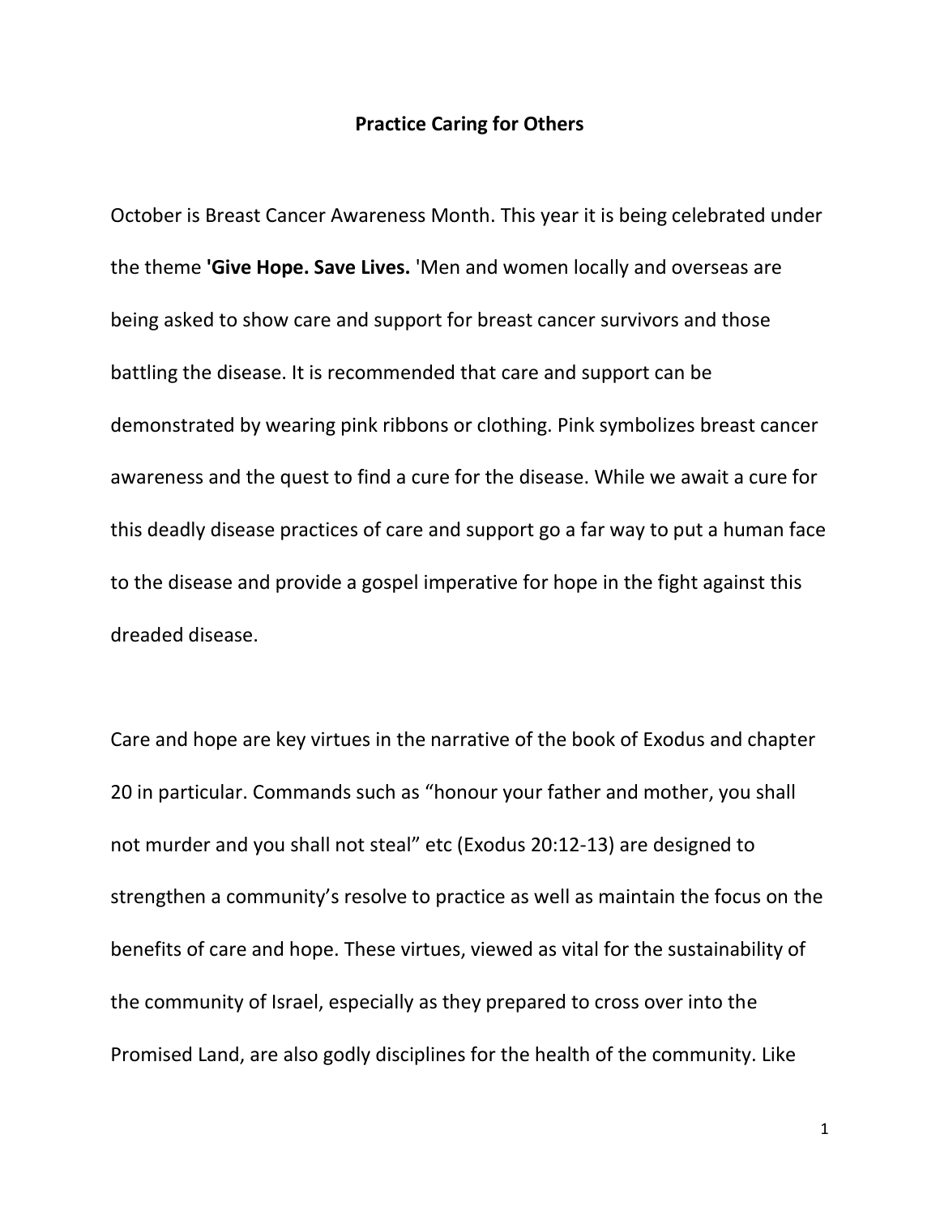# Practice Caring for Others

October is Breast Cancer Awareness Month. This year it is being celebrated under the theme **'Give Hope. Save Lives.** 'Men and women locally and overseas are being asked to show care and support for breast cancer survivors and those battling the disease. It is recommended that care and support can be demonstrated by wearing pink ribbons or clothing. Pink symbolizes breast cancer awareness and the quest to find a cure for the disease. While we await a cure for this deadly disease practices of care and support go a far way to put a human face to the disease and provide a gospel imperative for hope in the fight against this dreaded disease.

Care and hope are key virtues in the narrative of the book of Exodus and chapter 20 in particular. Commands such as "honour your father and mother, you shall not murder and you shall not steal" etc (Exodus 20:12-13) are designed to strengthen a community's resolve to practice as well as maintain the focus on the benefits of care and hope. These virtues, viewed as vital for the sustainability of the community of Israel, especially as they prepared to cross over into the Promised Land, are also godly disciplines for the health of the community. Like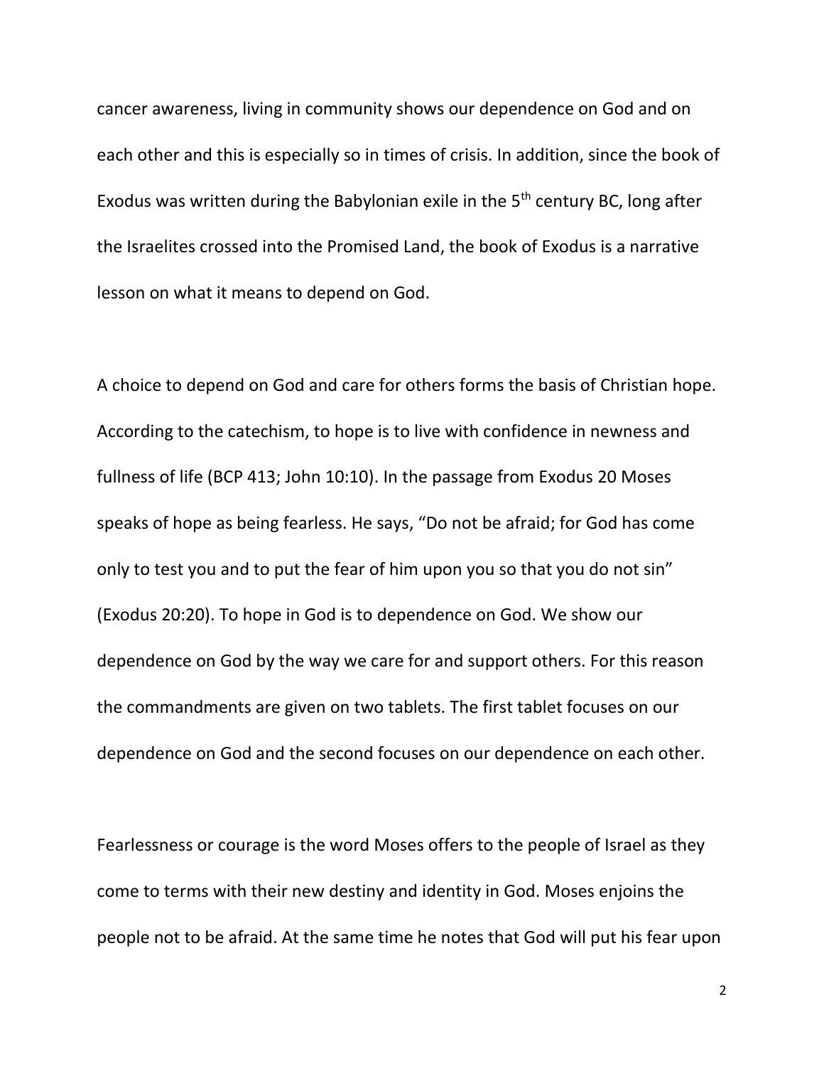cancer awareness, living in community shows our dependence on God and on each other and this is especially so in times of crisis. In addition, since the book of Exodus was written during the Babylonian exile in the 5th century BC, long after the Israelites crossed into the Promised Land, the book of Exodus is a narrative lesson on what it means to depend on God.

A choice to depend on God and care for others forms the basis of Christian hope. According to the catechism, to hope is to live with confidence in newness and fullness of life (BCP 413; John 10:10). In the passage from Exodus 20 Moses speaks of hope as being fearless. He says, "Do not be afraid; for God has come only to test you and to put the fear of him upon you so that you do not sin" (Exodus 20:20). To hope in God is to dependence on God. We show our dependence on God by the way we care for and support others. For this reason the commandments are given on two tablets. The first tablet focuses on our dependence on God and the second focuses on our dependence on each other.

Fearlessness or courage is the word Moses offers to the people of Israel as they come to terms with their new destiny and identity in God. Moses enjoins the people not to be afraid. At the same time he notes that God will put his fear upon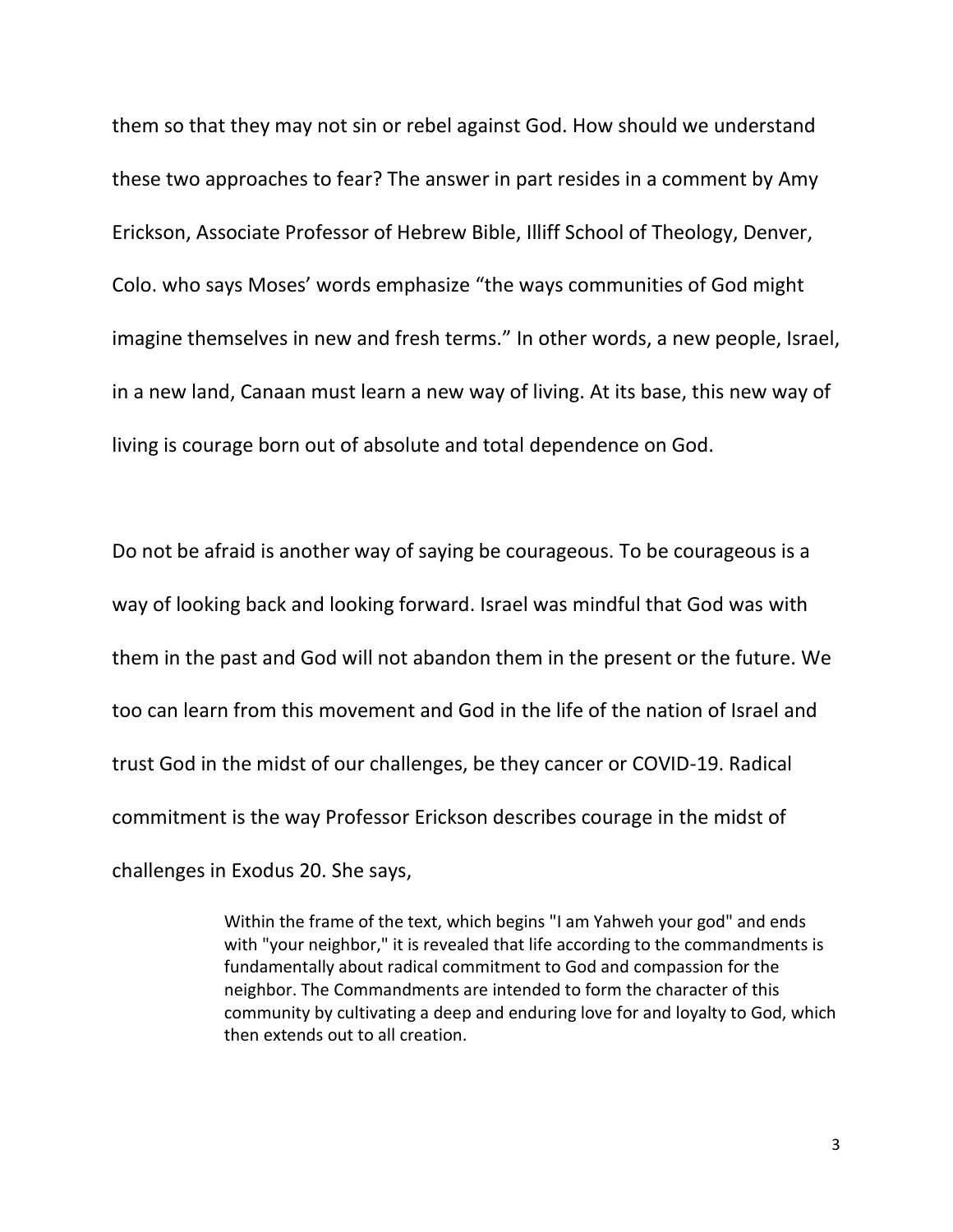them so that they may not sin or rebel against God. How should we understand these two approaches to fear? The answer in part resides in a comment by Amy Erickson, Associate Professor of Hebrew Bible, Illiff School of Theology, Denver, Colo. who says Moses' words emphasize "the ways communities of God might imagine themselves in new and fresh terms." In other words, a new people, Israel, in a new land, Canaan must learn a new way of living. At its base, this new way of living is courage born out of absolute and total dependence on God.

Do not be afraid is another way of saying be courageous. To be courageous is a way of looking back and looking forward. Israel was mindful that God was with them in the past and God will not abandon them in the present or the future. We too can learn from this movement and God in the life of the nation of Israel and trust God in the midst of our challenges, be they cancer or COVID-19. Radical commitment is the way Professor Erickson describes courage in the midst of challenges in Exodus 20. She says,

> Within the frame of the text, which begins "I am Yahweh your god" and ends with "your neighbor," it is revealed that life according to the commandments is fundamentally about radical commitment to God and compassion for the neighbor. The Commandments are intended to form the character of this community by cultivating a deep and enduring love for and loyalty to God, which then extends out to all creation.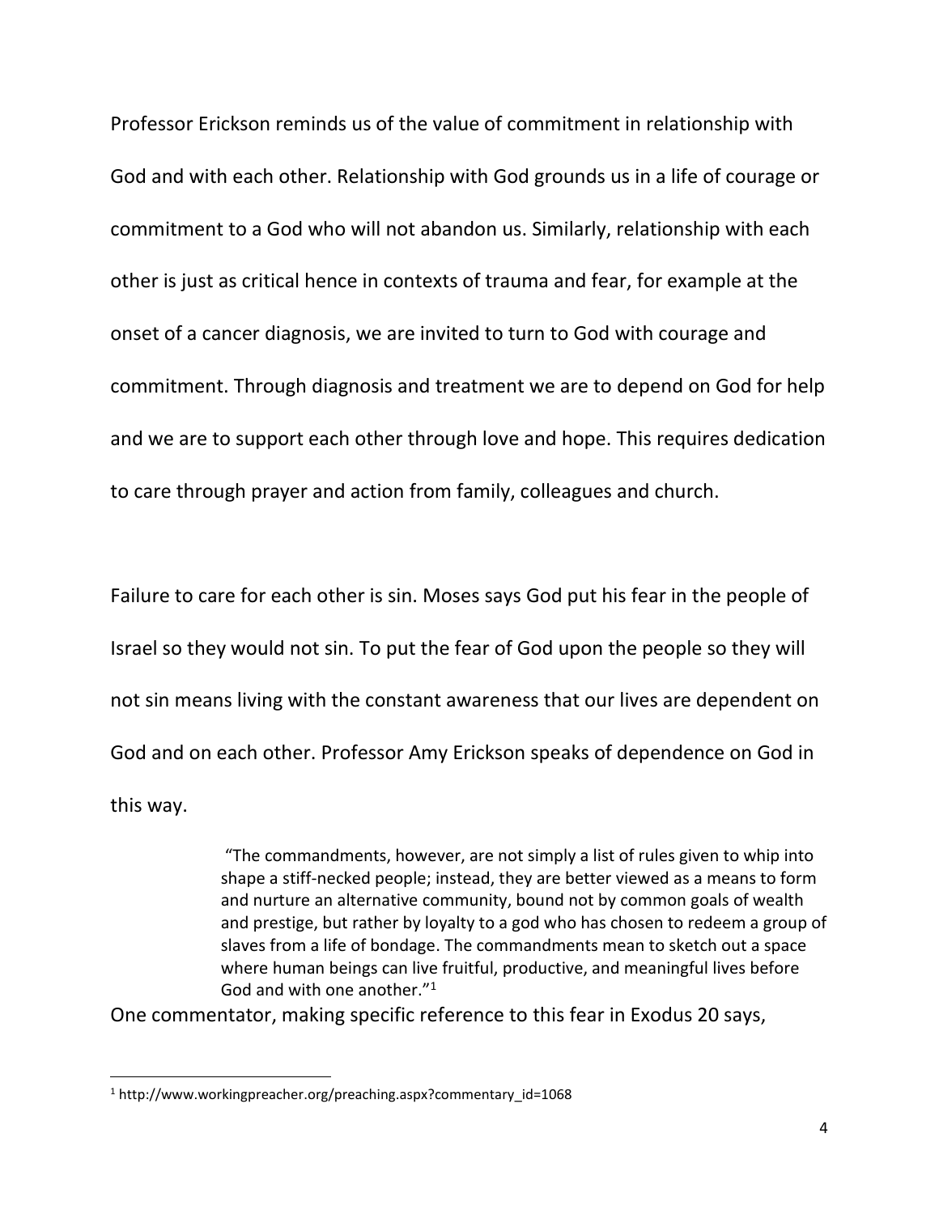Professor Erickson reminds us of the value of commitment in relationship with God and with each other. Relationship with God grounds us in a life of courage or commitment to a God who will not abandon us. Similarly, relationship with each other is just as critical hence in contexts of trauma and fear, for example at the onset of a cancer diagnosis, we are invited to turn to God with courage and commitment. Through diagnosis and treatment we are to depend on God for help and we are to support each other through love and hope. This requires dedication to care through prayer and action from family, colleagues and church.

Failure to care for each other is sin. Moses says God put his fear in the people of Israel so they would not sin. To put the fear of God upon the people so they will not sin means living with the constant awareness that our lives are dependent on God and on each other. Professor Amy Erickson speaks of dependence on God in this way.

> "The commandments, however, are not simply a list of rules given to whip into shape a stiff-necked people; instead, they are better viewed as a means to form and nurture an alternative community, bound not by common goals of wealth and prestige, but rather by loyalty to a god who has chosen to redeem a group of slaves from a life of bondage. The commandments mean to sketch out a space where human beings can live fruitful, productive, and meaningful lives before God and with one another."[1]

One commentator, making specific reference to this fear in Exodus 20 says,

[1] http://www.workingpreacher.org/preaching.aspx?commentary_id=1068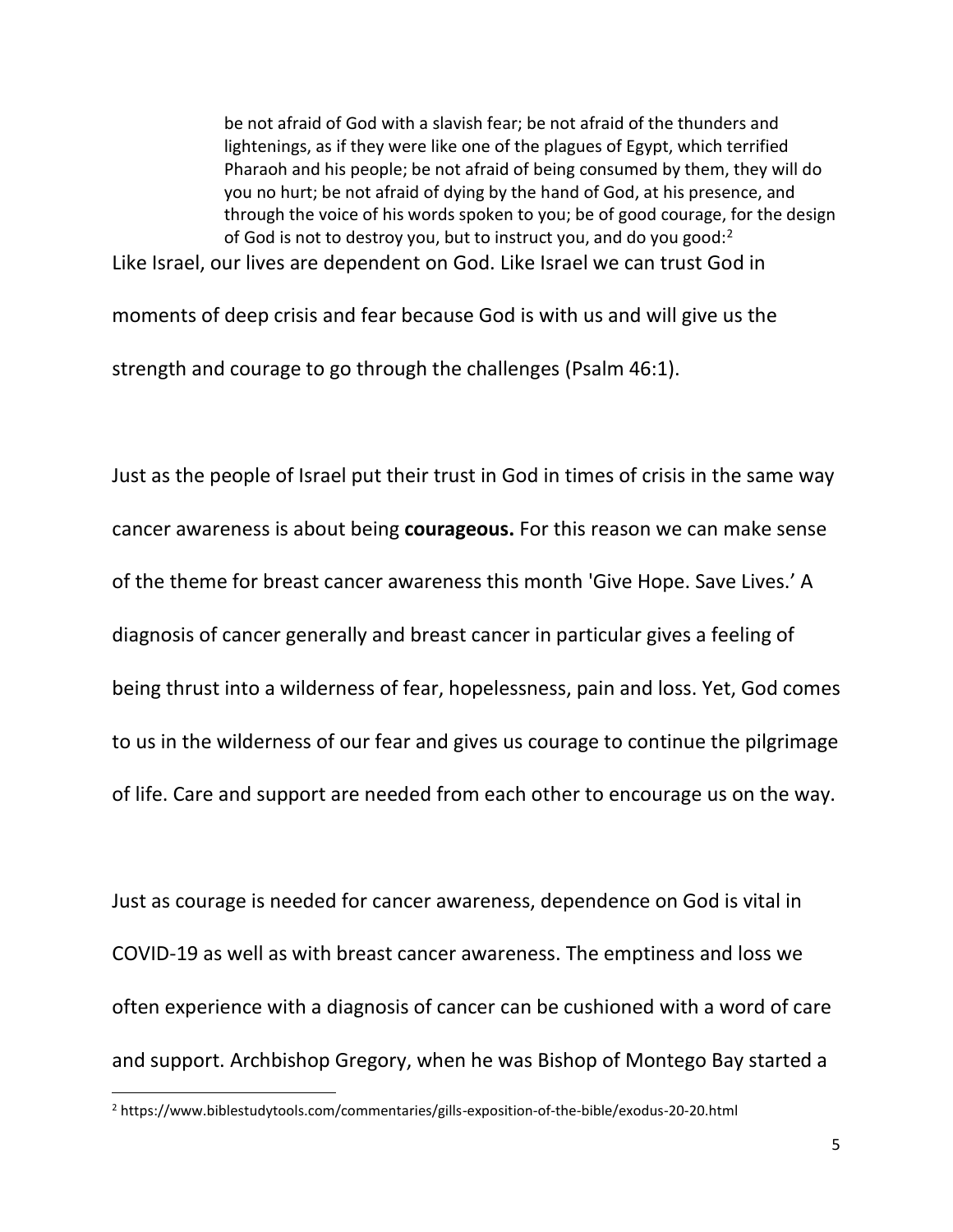> be not afraid of God with a slavish fear; be not afraid of the thunders and lightenings, as if they were like one of the plagues of Egypt, which terrified Pharaoh and his people; be not afraid of being consumed by them, they will do you no hurt; be not afraid of dying by the hand of God, at his presence, and through the voice of his words spoken to you; be of good courage, for the design of God is not to destroy you, but to instruct you, and do you good:[2]

Like Israel, our lives are dependent on God. Like Israel we can trust God in moments of deep crisis and fear because God is with us and will give us the strength and courage to go through the challenges (Psalm 46:1).

Just as the people of Israel put their trust in God in times of crisis in the same way cancer awareness is about being **courageous.** For this reason we can make sense of the theme for breast cancer awareness this month 'Give Hope. Save Lives.' A diagnosis of cancer generally and breast cancer in particular gives a feeling of being thrust into a wilderness of fear, hopelessness, pain and loss. Yet, God comes to us in the wilderness of our fear and gives us courage to continue the pilgrimage of life. Care and support are needed from each other to encourage us on the way.

Just as courage is needed for cancer awareness, dependence on God is vital in COVID-19 as well as with breast cancer awareness. The emptiness and loss we often experience with a diagnosis of cancer can be cushioned with a word of care and support. Archbishop Gregory, when he was Bishop of Montego Bay started a

---

[2] https://www.biblestudytools.com/commentaries/gills-exposition-of-the-bible/exodus-20-20.html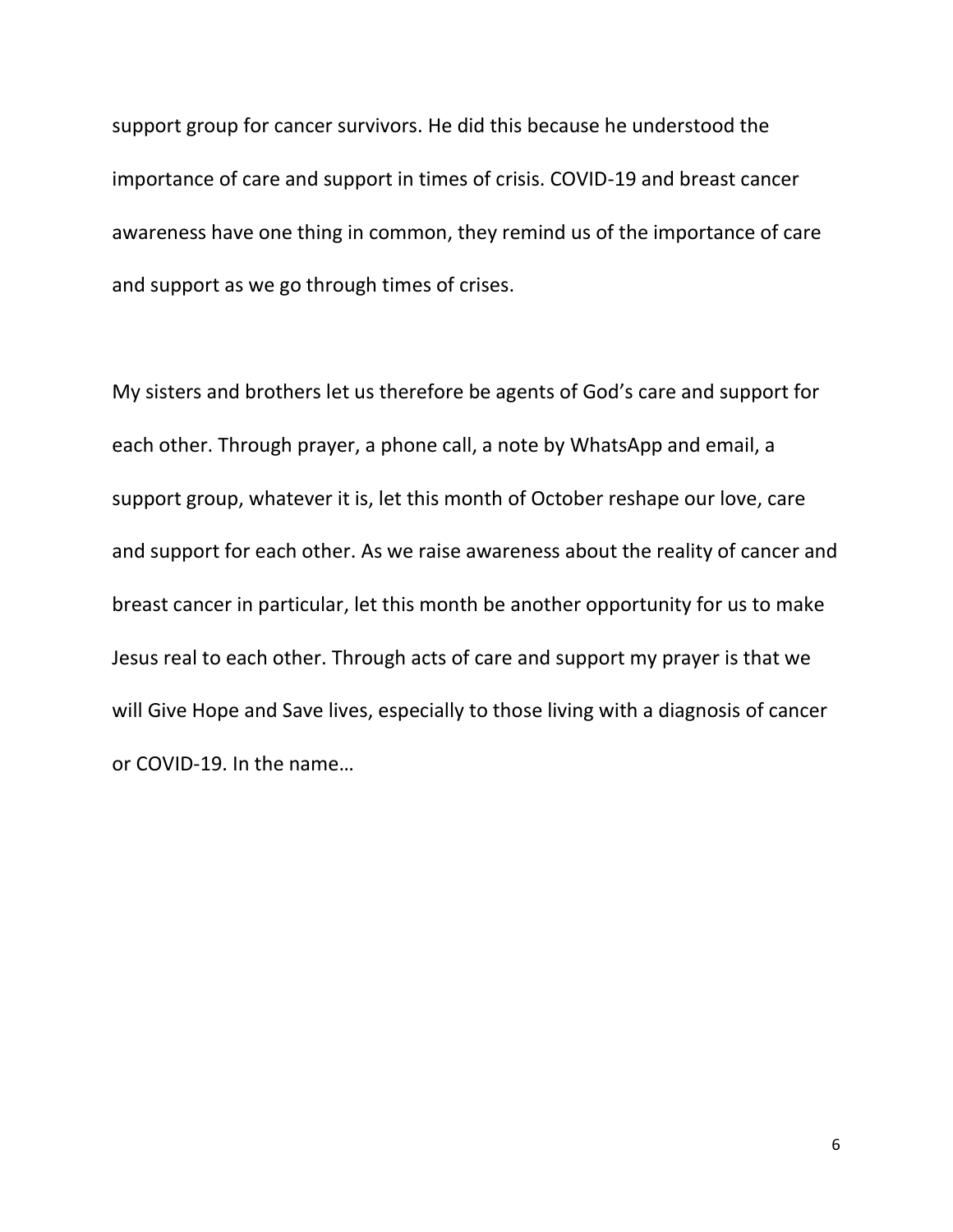support group for cancer survivors. He did this because he understood the importance of care and support in times of crisis. COVID-19 and breast cancer awareness have one thing in common, they remind us of the importance of care and support as we go through times of crises.

My sisters and brothers let us therefore be agents of God's care and support for each other. Through prayer, a phone call, a note by WhatsApp and email, a support group, whatever it is, let this month of October reshape our love, care and support for each other. As we raise awareness about the reality of cancer and breast cancer in particular, let this month be another opportunity for us to make Jesus real to each other. Through acts of care and support my prayer is that we will Give Hope and Save lives, especially to those living with a diagnosis of cancer or COVID-19. In the name…